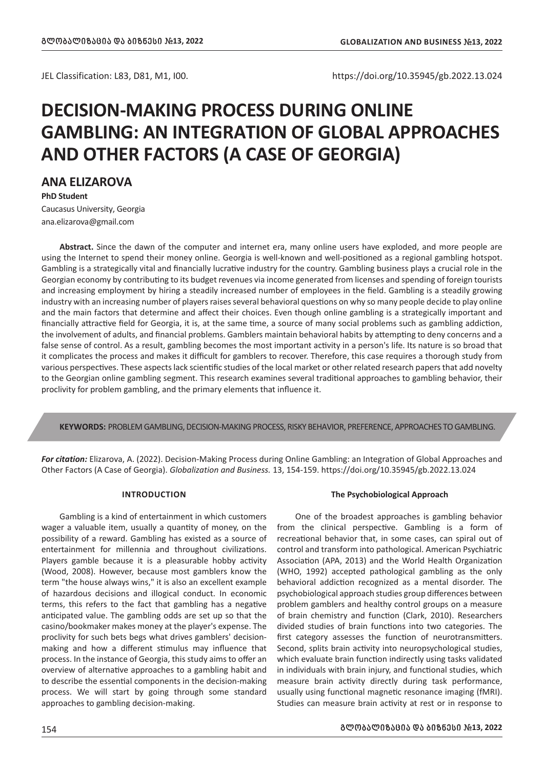JEL Classification: L83, D81, M1, I00.

https://doi.org/10.35945/gb.2022.13.024

# DECISION-MAKING PROCESS DURING ONLINE GAMBLING: AN INTEGRATION OF GLOBAL APPROACHES AND OTHER FACTORS (A CASE OF GEORGIA)

## ANA ELIZAROVA

**PhD Student**

Caucasus University, Georgia

ana.elizarova@gmail.com

**Abstract.** Since the dawn of the computer and internet era, many online users have exploded, and more people are using the Internet to spend their money online. Georgia is well-known and well-positioned as a regional gambling hotspot. Gambling is a strategically vital and financially lucrative industry for the country. Gambling business plays a crucial role in the Georgian economy by contributing to its budget revenues via income generated from licenses and spending of foreign tourists and increasing employment by hiring a steadily increased number of employees in the field. Gambling is a steadily growing industry with an increasing number of players raises several behavioral questions on why so many people decide to play online and the main factors that determine and affect their choices. Even though online gambling is a strategically important and financially attractive field for Georgia, it is, at the same time, a source of many social problems such as gambling addiction, the involvement of adults, and financial problems. Gamblers maintain behavioral habits by attempting to deny concerns and a false sense of control. As a result, gambling becomes the most important activity in a person's life. Its nature is so broad that it complicates the process and makes it difficult for gamblers to recover. Therefore, this case requires a thorough study from various perspectives. These aspects lack scientific studies of the local market or other related research papers that add novelty to the Georgian online gambling segment. This research examines several traditional approaches to gambling behavior, their proclivity for problem gambling, and the primary elements that influence it.

**KEYWORDS:** PROBLEM GAMBLING, DECISION-MAKING PROCESS, RISKY BEHAVIOR, PREFERENCE, APPROACHES TO GAMBLING.

***For citation:*** Elizarova, A. (2022). Decision-Making Process during Online Gambling: an Integration of Global Approaches and Other Factors (A Case of Georgia). *Globalization and Business.* 13, 154-159. https://doi.org/10.35945/gb.2022.13.024

## INTRODUCTION

Gambling is a kind of entertainment in which customers wager a valuable item, usually a quantity of money, on the possibility of a reward. Gambling has existed as a source of entertainment for millennia and throughout civilizations. Players gamble because it is a pleasurable hobby activity (Wood, 2008). However, because most gamblers know the term "the house always wins," it is also an excellent example of hazardous decisions and illogical conduct. In economic terms, this refers to the fact that gambling has a negative anticipated value. The gambling odds are set up so that the casino/bookmaker makes money at the player's expense. The proclivity for such bets begs what drives gamblers' decision-making and how a different stimulus may influence that process. In the instance of Georgia, this study aims to offer an overview of alternative approaches to a gambling habit and to describe the essential components in the decision-making process. We will start by going through some standard approaches to gambling decision-making.

### The Psychobiological Approach

One of the broadest approaches is gambling behavior from the clinical perspective. Gambling is a form of recreational behavior that, in some cases, can spiral out of control and transform into pathological. American Psychiatric Association (APA, 2013) and the World Health Organization (WHO, 1992) accepted pathological gambling as the only behavioral addiction recognized as a mental disorder. The psychobiological approach studies group differences between problem gamblers and healthy control groups on a measure of brain chemistry and function (Clark, 2010). Researchers divided studies of brain functions into two categories. The first category assesses the function of neurotransmitters. Second, splits brain activity into neuropsychological studies, which evaluate brain function indirectly using tasks validated in individuals with brain injury, and functional studies, which measure brain activity directly during task performance, usually using functional magnetic resonance imaging (fMRI). Studies can measure brain activity at rest or in response to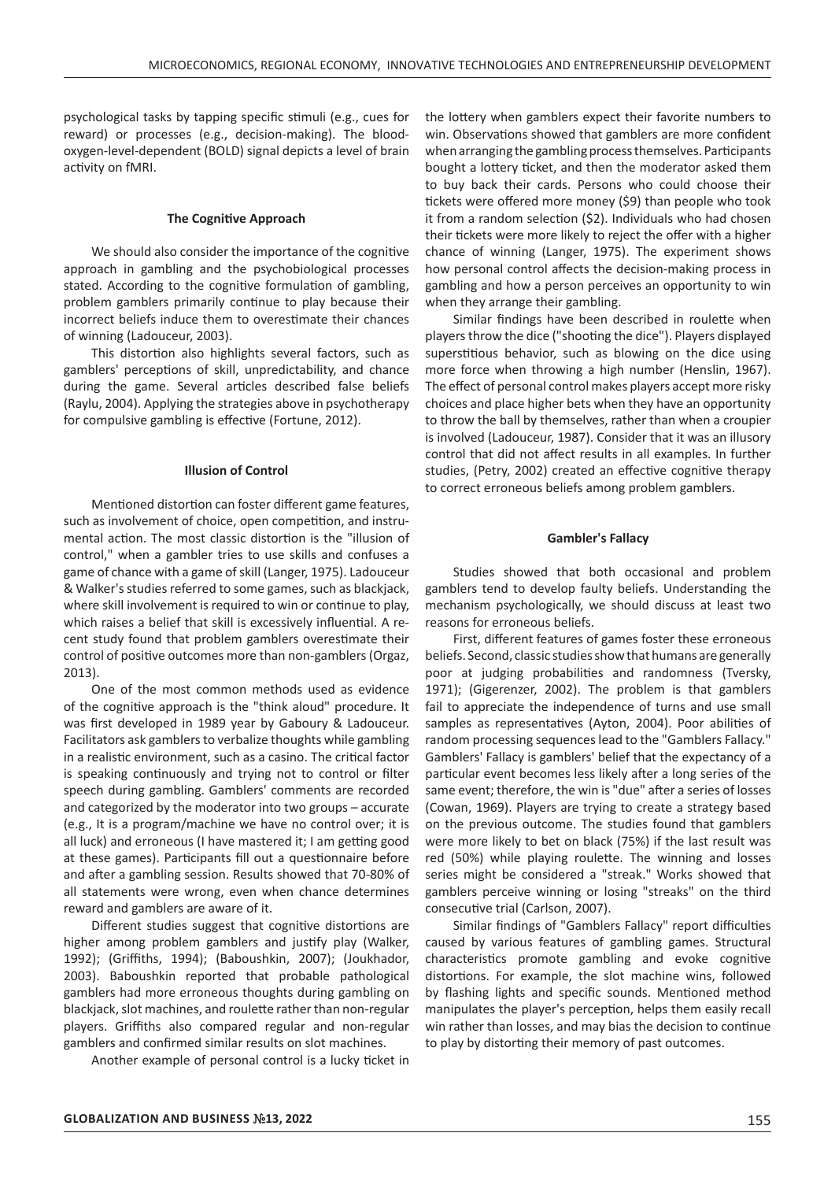psychological tasks by tapping specific stimuli (e.g., cues for reward) or processes (e.g., decision-making). The blood-oxygen-level-dependent (BOLD) signal depicts a level of brain activity on fMRI.

### The Cognitive Approach

We should also consider the importance of the cognitive approach in gambling and the psychobiological processes stated. According to the cognitive formulation of gambling, problem gamblers primarily continue to play because their incorrect beliefs induce them to overestimate their chances of winning (Ladouceur, 2003).

This distortion also highlights several factors, such as gamblers' perceptions of skill, unpredictability, and chance during the game. Several articles described false beliefs (Raylu, 2004). Applying the strategies above in psychotherapy for compulsive gambling is effective (Fortune, 2012).

### Illusion of Control

Mentioned distortion can foster different game features, such as involvement of choice, open competition, and instrumental action. The most classic distortion is the "illusion of control," when a gambler tries to use skills and confuses a game of chance with a game of skill (Langer, 1975). Ladouceur & Walker's studies referred to some games, such as blackjack, where skill involvement is required to win or continue to play, which raises a belief that skill is excessively influential. A recent study found that problem gamblers overestimate their control of positive outcomes more than non-gamblers (Orgaz, 2013).

One of the most common methods used as evidence of the cognitive approach is the "think aloud" procedure. It was first developed in 1989 year by Gaboury & Ladouceur. Facilitators ask gamblers to verbalize thoughts while gambling in a realistic environment, such as a casino. The critical factor is speaking continuously and trying not to control or filter speech during gambling. Gamblers' comments are recorded and categorized by the moderator into two groups – accurate (e.g., It is a program/machine we have no control over; it is all luck) and erroneous (I have mastered it; I am getting good at these games). Participants fill out a questionnaire before and after a gambling session. Results showed that 70-80% of all statements were wrong, even when chance determines reward and gamblers are aware of it.

Different studies suggest that cognitive distortions are higher among problem gamblers and justify play (Walker, 1992); (Griffiths, 1994); (Baboushkin, 2007); (Joukhador, 2003). Baboushkin reported that probable pathological gamblers had more erroneous thoughts during gambling on blackjack, slot machines, and roulette rather than non-regular players. Griffiths also compared regular and non-regular gamblers and confirmed similar results on slot machines.

Another example of personal control is a lucky ticket in the lottery when gamblers expect their favorite numbers to win. Observations showed that gamblers are more confident when arranging the gambling process themselves. Participants bought a lottery ticket, and then the moderator asked them to buy back their cards. Persons who could choose their tickets were offered more money ($9) than people who took it from a random selection ($2). Individuals who had chosen their tickets were more likely to reject the offer with a higher chance of winning (Langer, 1975). The experiment shows how personal control affects the decision-making process in gambling and how a person perceives an opportunity to win when they arrange their gambling.

Similar findings have been described in roulette when players throw the dice ("shooting the dice"). Players displayed superstitious behavior, such as blowing on the dice using more force when throwing a high number (Henslin, 1967). The effect of personal control makes players accept more risky choices and place higher bets when they have an opportunity to throw the ball by themselves, rather than when a croupier is involved (Ladouceur, 1987). Consider that it was an illusory control that did not affect results in all examples. In further studies, (Petry, 2002) created an effective cognitive therapy to correct erroneous beliefs among problem gamblers.

### Gambler's Fallacy

Studies showed that both occasional and problem gamblers tend to develop faulty beliefs. Understanding the mechanism psychologically, we should discuss at least two reasons for erroneous beliefs.

First, different features of games foster these erroneous beliefs. Second, classic studies show that humans are generally poor at judging probabilities and randomness (Tversky, 1971); (Gigerenzer, 2002). The problem is that gamblers fail to appreciate the independence of turns and use small samples as representatives (Ayton, 2004). Poor abilities of random processing sequences lead to the "Gamblers Fallacy." Gamblers' Fallacy is gamblers' belief that the expectancy of a particular event becomes less likely after a long series of the same event; therefore, the win is "due" after a series of losses (Cowan, 1969). Players are trying to create a strategy based on the previous outcome. The studies found that gamblers were more likely to bet on black (75%) if the last result was red (50%) while playing roulette. The winning and losses series might be considered a "streak." Works showed that gamblers perceive winning or losing "streaks" on the third consecutive trial (Carlson, 2007).

Similar findings of "Gamblers Fallacy" report difficulties caused by various features of gambling games. Structural characteristics promote gambling and evoke cognitive distortions. For example, the slot machine wins, followed by flashing lights and specific sounds. Mentioned method manipulates the player's perception, helps them easily recall win rather than losses, and may bias the decision to continue to play by distorting their memory of past outcomes.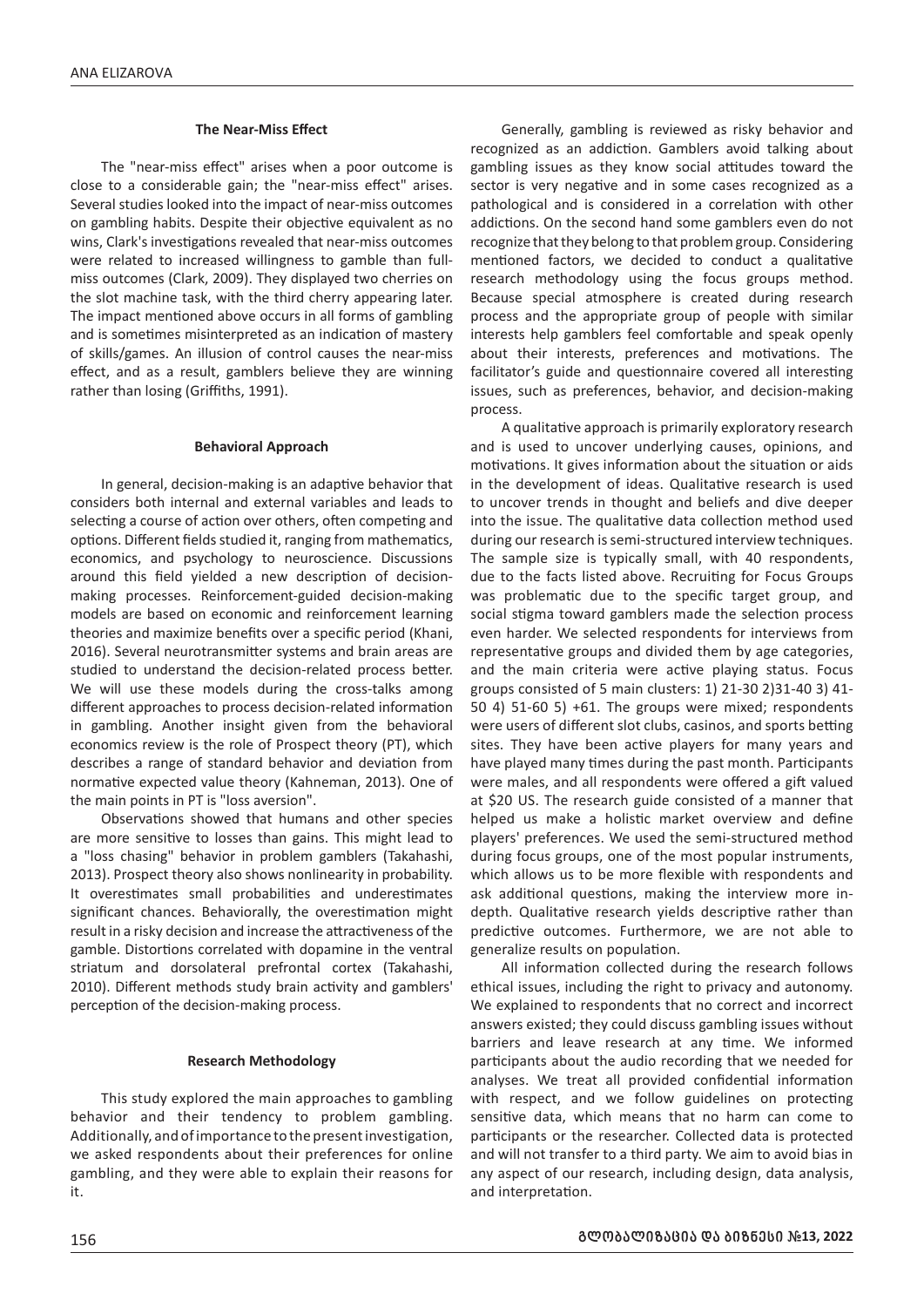### The Near-Miss Effect

The "near-miss effect" arises when a poor outcome is close to a considerable gain; the "near-miss effect" arises. Several studies looked into the impact of near-miss outcomes on gambling habits. Despite their objective equivalent as no wins, Clark's investigations revealed that near-miss outcomes were related to increased willingness to gamble than full-miss outcomes (Clark, 2009). They displayed two cherries on the slot machine task, with the third cherry appearing later. The impact mentioned above occurs in all forms of gambling and is sometimes misinterpreted as an indication of mastery of skills/games. An illusion of control causes the near-miss effect, and as a result, gamblers believe they are winning rather than losing (Griffiths, 1991).

### Behavioral Approach

In general, decision-making is an adaptive behavior that considers both internal and external variables and leads to selecting a course of action over others, often competing and options. Different fields studied it, ranging from mathematics, economics, and psychology to neuroscience. Discussions around this field yielded a new description of decision-making processes. Reinforcement-guided decision-making models are based on economic and reinforcement learning theories and maximize benefits over a specific period (Khani, 2016). Several neurotransmitter systems and brain areas are studied to understand the decision-related process better. We will use these models during the cross-talks among different approaches to process decision-related information in gambling. Another insight given from the behavioral economics review is the role of Prospect theory (PT), which describes a range of standard behavior and deviation from normative expected value theory (Kahneman, 2013). One of the main points in PT is "loss aversion".

Observations showed that humans and other species are more sensitive to losses than gains. This might lead to a "loss chasing" behavior in problem gamblers (Takahashi, 2013). Prospect theory also shows nonlinearity in probability. It overestimates small probabilities and underestimates significant chances. Behaviorally, the overestimation might result in a risky decision and increase the attractiveness of the gamble. Distortions correlated with dopamine in the ventral striatum and dorsolateral prefrontal cortex (Takahashi, 2010). Different methods study brain activity and gamblers' perception of the decision-making process.

### Research Methodology

This study explored the main approaches to gambling behavior and their tendency to problem gambling. Additionally, and of importance to the present investigation, we asked respondents about their preferences for online gambling, and they were able to explain their reasons for it.

Generally, gambling is reviewed as risky behavior and recognized as an addiction. Gamblers avoid talking about gambling issues as they know social attitudes toward the sector is very negative and in some cases recognized as a pathological and is considered in a correlation with other addictions. On the second hand some gamblers even do not recognize that they belong to that problem group. Considering mentioned factors, we decided to conduct a qualitative research methodology using the focus groups method. Because special atmosphere is created during research process and the appropriate group of people with similar interests help gamblers feel comfortable and speak openly about their interests, preferences and motivations. The facilitator's guide and questionnaire covered all interesting issues, such as preferences, behavior, and decision-making process.

A qualitative approach is primarily exploratory research and is used to uncover underlying causes, opinions, and motivations. It gives information about the situation or aids in the development of ideas. Qualitative research is used to uncover trends in thought and beliefs and dive deeper into the issue. The qualitative data collection method used during our research is semi-structured interview techniques. The sample size is typically small, with 40 respondents, due to the facts listed above. Recruiting for Focus Groups was problematic due to the specific target group, and social stigma toward gamblers made the selection process even harder. We selected respondents for interviews from representative groups and divided them by age categories, and the main criteria were active playing status. Focus groups consisted of 5 main clusters: 1) 21-30 2)31-40 3) 41-50 4) 51-60 5) +61. The groups were mixed; respondents were users of different slot clubs, casinos, and sports betting sites. They have been active players for many years and have played many times during the past month. Participants were males, and all respondents were offered a gift valued at $20 US. The research guide consisted of a manner that helped us make a holistic market overview and define players' preferences. We used the semi-structured method during focus groups, one of the most popular instruments, which allows us to be more flexible with respondents and ask additional questions, making the interview more in-depth. Qualitative research yields descriptive rather than predictive outcomes. Furthermore, we are not able to generalize results on population.

All information collected during the research follows ethical issues, including the right to privacy and autonomy. We explained to respondents that no correct and incorrect answers existed; they could discuss gambling issues without barriers and leave research at any time. We informed participants about the audio recording that we needed for analyses. We treat all provided confidential information with respect, and we follow guidelines on protecting sensitive data, which means that no harm can come to participants or the researcher. Collected data is protected and will not transfer to a third party. We aim to avoid bias in any aspect of our research, including design, data analysis, and interpretation.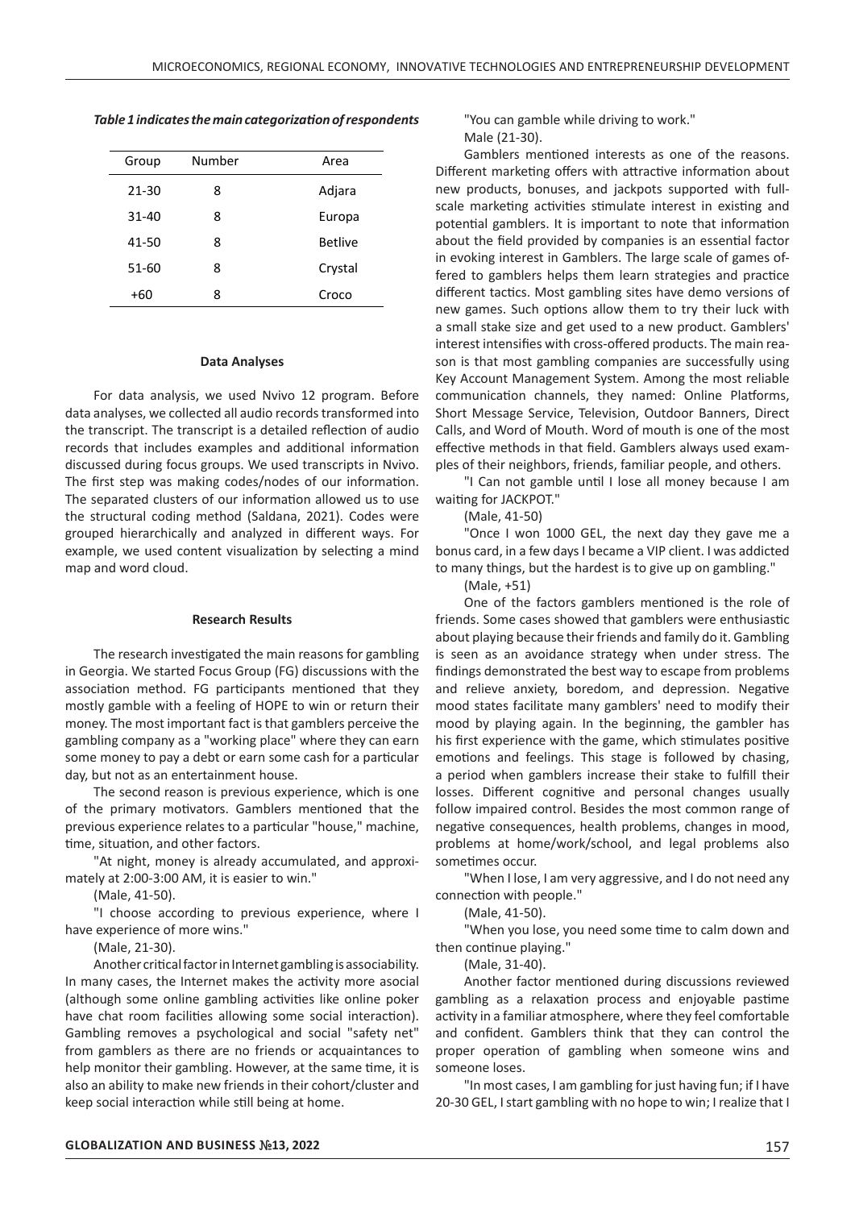*Table 1 indicates the main categorization of respondents*

| Group | Number | Area |
|---|---|---|
| 21-30 | 8 | Adjara |
| 31-40 | 8 | Europa |
| 41-50 | 8 | Betlive |
| 51-60 | 8 | Crystal |
| +60 | 8 | Croco |

**Data Analyses**

For data analysis, we used Nvivo 12 program. Before data analyses, we collected all audio records transformed into the transcript. The transcript is a detailed reflection of audio records that includes examples and additional information discussed during focus groups. We used transcripts in Nvivo. The first step was making codes/nodes of our information. The separated clusters of our information allowed us to use the structural coding method (Saldana, 2021). Codes were grouped hierarchically and analyzed in different ways. For example, we used content visualization by selecting a mind map and word cloud.

**Research Results**

The research investigated the main reasons for gambling in Georgia. We started Focus Group (FG) discussions with the association method. FG participants mentioned that they mostly gamble with a feeling of HOPE to win or return their money. The most important fact is that gamblers perceive the gambling company as a "working place" where they can earn some money to pay a debt or earn some cash for a particular day, but not as an entertainment house.

The second reason is previous experience, which is one of the primary motivators. Gamblers mentioned that the previous experience relates to a particular "house," machine, time, situation, and other factors.

"At night, money is already accumulated, and approximately at 2:00-3:00 AM, it is easier to win."

(Male, 41-50).

"I choose according to previous experience, where I have experience of more wins."

(Male, 21-30).

Another critical factor in Internet gambling is associability. In many cases, the Internet makes the activity more asocial (although some online gambling activities like online poker have chat room facilities allowing some social interaction). Gambling removes a psychological and social "safety net" from gamblers as there are no friends or acquaintances to help monitor their gambling. However, at the same time, it is also an ability to make new friends in their cohort/cluster and keep social interaction while still being at home.

"You can gamble while driving to work."

Male (21-30).

Gamblers mentioned interests as one of the reasons. Different marketing offers with attractive information about new products, bonuses, and jackpots supported with full-scale marketing activities stimulate interest in existing and potential gamblers. It is important to note that information about the field provided by companies is an essential factor in evoking interest in Gamblers. The large scale of games offered to gamblers helps them learn strategies and practice different tactics. Most gambling sites have demo versions of new games. Such options allow them to try their luck with a small stake size and get used to a new product. Gamblers' interest intensifies with cross-offered products. The main reason is that most gambling companies are successfully using Key Account Management System. Among the most reliable communication channels, they named: Online Platforms, Short Message Service, Television, Outdoor Banners, Direct Calls, and Word of Mouth. Word of mouth is one of the most effective methods in that field. Gamblers always used examples of their neighbors, friends, familiar people, and others.

"I Can not gamble until I lose all money because I am waiting for JACKPOT."

(Male, 41-50)

"Once I won 1000 GEL, the next day they gave me a bonus card, in a few days I became a VIP client. I was addicted to many things, but the hardest is to give up on gambling."

(Male, +51)

One of the factors gamblers mentioned is the role of friends. Some cases showed that gamblers were enthusiastic about playing because their friends and family do it. Gambling is seen as an avoidance strategy when under stress. The findings demonstrated the best way to escape from problems and relieve anxiety, boredom, and depression. Negative mood states facilitate many gamblers' need to modify their mood by playing again. In the beginning, the gambler has his first experience with the game, which stimulates positive emotions and feelings. This stage is followed by chasing, a period when gamblers increase their stake to fulfill their losses. Different cognitive and personal changes usually follow impaired control. Besides the most common range of negative consequences, health problems, changes in mood, problems at home/work/school, and legal problems also sometimes occur.

"When I lose, I am very aggressive, and I do not need any connection with people."

(Male, 41-50).

"When you lose, you need some time to calm down and then continue playing."

(Male, 31-40).

Another factor mentioned during discussions reviewed gambling as a relaxation process and enjoyable pastime activity in a familiar atmosphere, where they feel comfortable and confident. Gamblers think that they can control the proper operation of gambling when someone wins and someone loses.

"In most cases, I am gambling for just having fun; if I have 20-30 GEL, I start gambling with no hope to win; I realize that I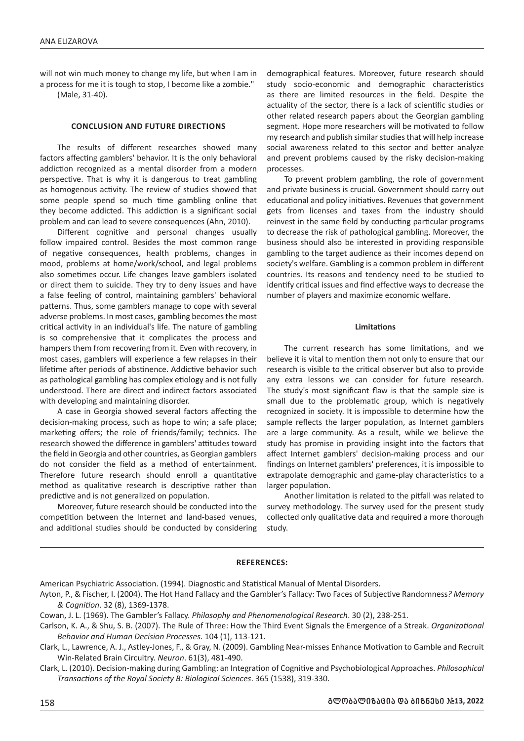will not win much money to change my life, but when I am in a process for me it is tough to stop, I become like a zombie." (Male, 31-40).

## CONCLUSION AND FUTURE DIRECTIONS

The results of different researches showed many factors affecting gamblers' behavior. It is the only behavioral addiction recognized as a mental disorder from a modern perspective. That is why it is dangerous to treat gambling as homogenous activity. The review of studies showed that some people spend so much time gambling online that they become addicted. This addiction is a significant social problem and can lead to severe consequences (Ahn, 2010).

Different cognitive and personal changes usually follow impaired control. Besides the most common range of negative consequences, health problems, changes in mood, problems at home/work/school, and legal problems also sometimes occur. Life changes leave gamblers isolated or direct them to suicide. They try to deny issues and have a false feeling of control, maintaining gamblers' behavioral patterns. Thus, some gamblers manage to cope with several adverse problems. In most cases, gambling becomes the most critical activity in an individual's life. The nature of gambling is so comprehensive that it complicates the process and hampers them from recovering from it. Even with recovery, in most cases, gamblers will experience a few relapses in their lifetime after periods of abstinence. Addictive behavior such as pathological gambling has complex etiology and is not fully understood. There are direct and indirect factors associated with developing and maintaining disorder.

A case in Georgia showed several factors affecting the decision-making process, such as hope to win; a safe place; marketing offers; the role of friends/family; technics. The research showed the difference in gamblers' attitudes toward the field in Georgia and other countries, as Georgian gamblers do not consider the field as a method of entertainment. Therefore future research should enroll a quantitative method as qualitative research is descriptive rather than predictive and is not generalized on population.

Moreover, future research should be conducted into the competition between the Internet and land-based venues, and additional studies should be conducted by considering demographical features. Moreover, future research should study socio-economic and demographic characteristics as there are limited resources in the field. Despite the actuality of the sector, there is a lack of scientific studies or other related research papers about the Georgian gambling segment. Hope more researchers will be motivated to follow my research and publish similar studies that will help increase social awareness related to this sector and better analyze and prevent problems caused by the risky decision-making processes.

To prevent problem gambling, the role of government and private business is crucial. Government should carry out educational and policy initiatives. Revenues that government gets from licenses and taxes from the industry should reinvest in the same field by conducting particular programs to decrease the risk of pathological gambling. Moreover, the business should also be interested in providing responsible gambling to the target audience as their incomes depend on society's welfare. Gambling is a common problem in different countries. Its reasons and tendency need to be studied to identify critical issues and find effective ways to decrease the number of players and maximize economic welfare.

### Limitations

The current research has some limitations, and we believe it is vital to mention them not only to ensure that our research is visible to the critical observer but also to provide any extra lessons we can consider for future research. The study's most significant flaw is that the sample size is small due to the problematic group, which is negatively recognized in society. It is impossible to determine how the sample reflects the larger population, as Internet gamblers are a large community. As a result, while we believe the study has promise in providing insight into the factors that affect Internet gamblers' decision-making process and our findings on Internet gamblers' preferences, it is impossible to extrapolate demographic and game-play characteristics to a larger population.

Another limitation is related to the pitfall was related to survey methodology. The survey used for the present study collected only qualitative data and required a more thorough study.

## REFERENCES:

American Psychiatric Association. (1994). Diagnostic and Statistical Manual of Mental Disorders.

Ayton, P., & Fischer, I. (2004). The Hot Hand Fallacy and the Gambler's Fallacy: Two Faces of Subjective Randomness*? Memory & Cognition*. 32 (8), 1369-1378.

Cowan, J. L. (1969). The Gambler's Fallacy. *Philosophy and Phenomenological Research*. 30 (2), 238-251.

Carlson, K. A., & Shu, S. B. (2007). The Rule of Three: How the Third Event Signals the Emergence of a Streak. *Organizational Behavior and Human Decision Processes*. 104 (1), 113-121.

Clark, L., Lawrence, A. J., Astley-Jones, F., & Gray, N. (2009). Gambling Near-misses Enhance Motivation to Gamble and Recruit Win-Related Brain Circuitry. *Neuron*. 61(3), 481-490.

Clark, L. (2010). Decision-making during Gambling: an Integration of Cognitive and Psychobiological Approaches. *Philosophical Transactions of the Royal Society B: Biological Sciences*. 365 (1538), 319-330.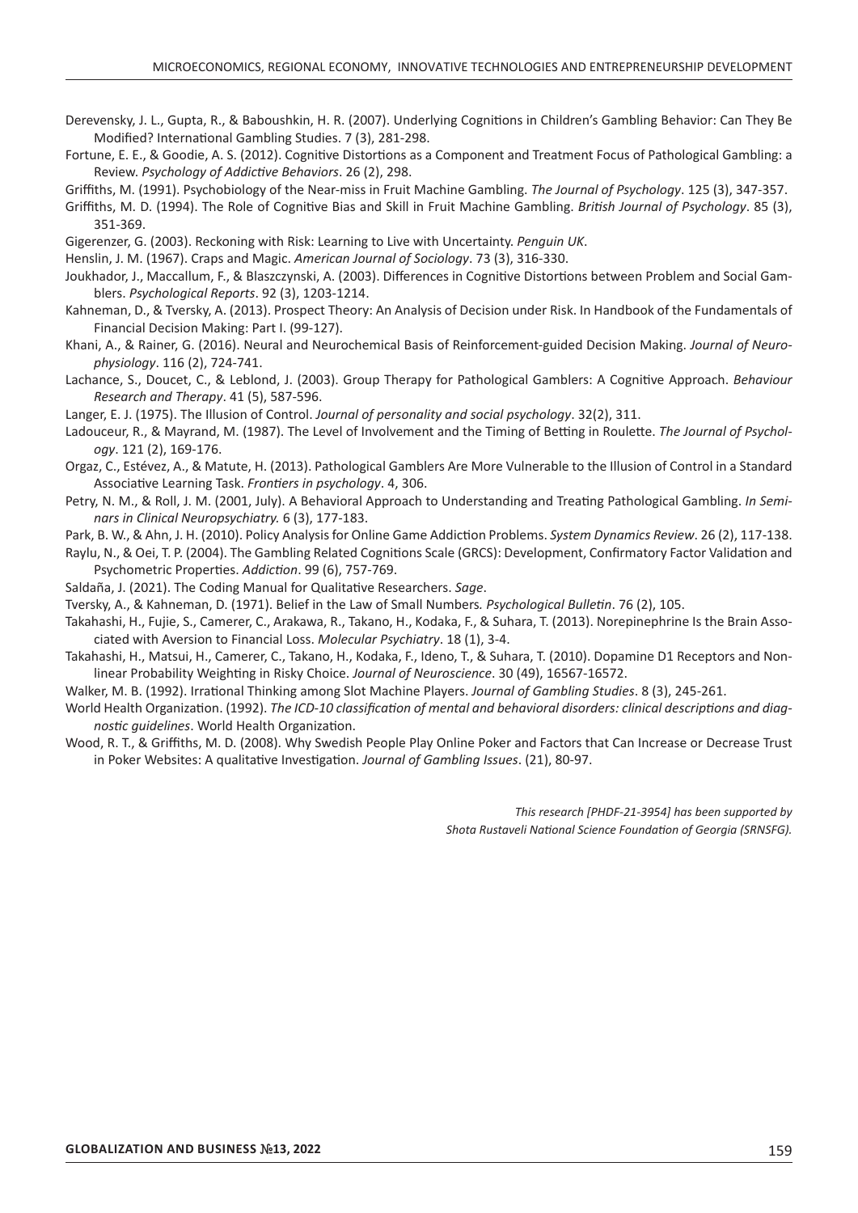Derevensky, J. L., Gupta, R., & Baboushkin, H. R. (2007). Underlying Cognitions in Children's Gambling Behavior: Can They Be Modified? International Gambling Studies. 7 (3), 281-298.

Fortune, E. E., & Goodie, A. S. (2012). Cognitive Distortions as a Component and Treatment Focus of Pathological Gambling: a Review. *Psychology of Addictive Behaviors*. 26 (2), 298.

Griffiths, M. (1991). Psychobiology of the Near-miss in Fruit Machine Gambling. *The Journal of Psychology*. 125 (3), 347-357.

Griffiths, M. D. (1994). The Role of Cognitive Bias and Skill in Fruit Machine Gambling. *British Journal of Psychology*. 85 (3), 351-369.

Gigerenzer, G. (2003). Reckoning with Risk: Learning to Live with Uncertainty. *Penguin UK*.

Henslin, J. M. (1967). Craps and Magic. *American Journal of Sociology*. 73 (3), 316-330.

Joukhador, J., Maccallum, F., & Blaszczynski, A. (2003). Differences in Cognitive Distortions between Problem and Social Gamblers. *Psychological Reports*. 92 (3), 1203-1214.

Kahneman, D., & Tversky, A. (2013). Prospect Theory: An Analysis of Decision under Risk. In Handbook of the Fundamentals of Financial Decision Making: Part I. (99-127).

Khani, A., & Rainer, G. (2016). Neural and Neurochemical Basis of Reinforcement-guided Decision Making. *Journal of Neurophysiology*. 116 (2), 724-741.

Lachance, S., Doucet, C., & Leblond, J. (2003). Group Therapy for Pathological Gamblers: A Cognitive Approach. *Behaviour Research and Therapy*. 41 (5), 587-596.

Langer, E. J. (1975). The Illusion of Control. *Journal of personality and social psychology*. 32(2), 311.

Ladouceur, R., & Mayrand, M. (1987). The Level of Involvement and the Timing of Betting in Roulette. *The Journal of Psychology*. 121 (2), 169-176.

Orgaz, C., Estévez, A., & Matute, H. (2013). Pathological Gamblers Are More Vulnerable to the Illusion of Control in a Standard Associative Learning Task. *Frontiers in psychology*. 4, 306.

Petry, N. M., & Roll, J. M. (2001, July). A Behavioral Approach to Understanding and Treating Pathological Gambling. *In Seminars in Clinical Neuropsychiatry.* 6 (3), 177-183.

Park, B. W., & Ahn, J. H. (2010). Policy Analysis for Online Game Addiction Problems. *System Dynamics Review*. 26 (2), 117-138.

Raylu, N., & Oei, T. P. (2004). The Gambling Related Cognitions Scale (GRCS): Development, Confirmatory Factor Validation and Psychometric Properties. *Addiction*. 99 (6), 757-769.

Saldaña, J. (2021). The Coding Manual for Qualitative Researchers. *Sage*.

Tversky, A., & Kahneman, D. (1971). Belief in the Law of Small Numbers*. Psychological Bulletin*. 76 (2), 105.

Takahashi, H., Fujie, S., Camerer, C., Arakawa, R., Takano, H., Kodaka, F., & Suhara, T. (2013). Norepinephrine Is the Brain Associated with Aversion to Financial Loss. *Molecular Psychiatry*. 18 (1), 3-4.

Takahashi, H., Matsui, H., Camerer, C., Takano, H., Kodaka, F., Ideno, T., & Suhara, T. (2010). Dopamine D1 Receptors and Nonlinear Probability Weighting in Risky Choice. *Journal of Neuroscience*. 30 (49), 16567-16572.

Walker, M. B. (1992). Irrational Thinking among Slot Machine Players. *Journal of Gambling Studies*. 8 (3), 245-261.

World Health Organization. (1992). *The ICD-10 classification of mental and behavioral disorders: clinical descriptions and diagnostic guidelines*. World Health Organization.

Wood, R. T., & Griffiths, M. D. (2008). Why Swedish People Play Online Poker and Factors that Can Increase or Decrease Trust in Poker Websites: A qualitative Investigation. *Journal of Gambling Issues*. (21), 80-97.

*This research [PHDF-21-3954] has been supported by*
*Shota Rustaveli National Science Foundation of Georgia (SRNSFG).*